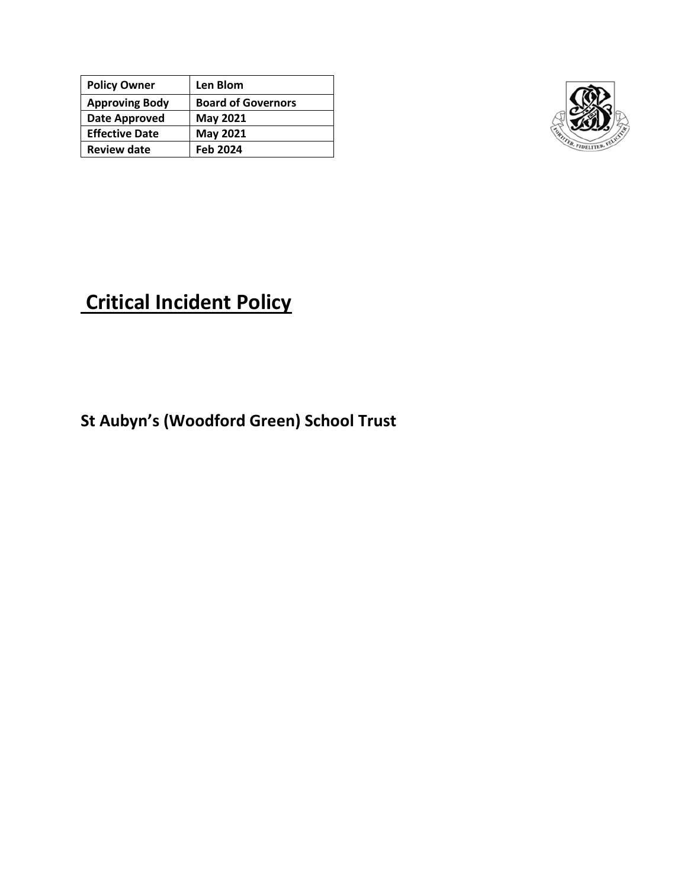| Policy Owner | Len Blom |
|---|---|
| Approving Body | Board of Governors |
| Date Approved | May 2021 |
| Effective Date | May 2021 |
| Review date | Feb 2024 |

# Critical Incident Policy

## St Aubyn's (Woodford Green) School Trust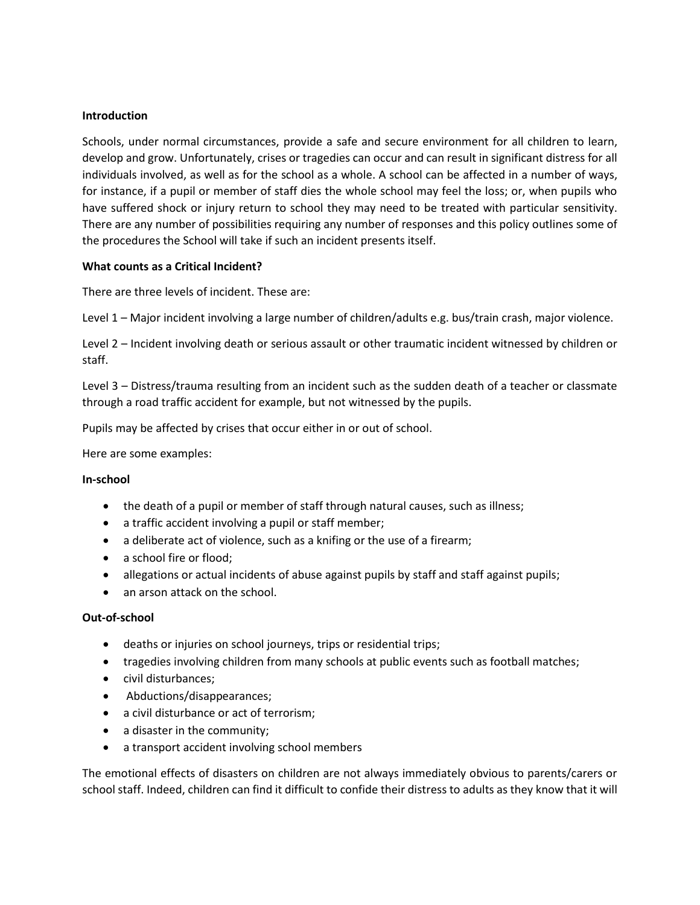**Introduction**

Schools, under normal circumstances, provide a safe and secure environment for all children to learn, develop and grow. Unfortunately, crises or tragedies can occur and can result in significant distress for all individuals involved, as well as for the school as a whole. A school can be affected in a number of ways, for instance, if a pupil or member of staff dies the whole school may feel the loss; or, when pupils who have suffered shock or injury return to school they may need to be treated with particular sensitivity. There are any number of possibilities requiring any number of responses and this policy outlines some of the procedures the School will take if such an incident presents itself.

**What counts as a Critical Incident?**

There are three levels of incident. These are:

Level 1 – Major incident involving a large number of children/adults e.g. bus/train crash, major violence.

Level 2 – Incident involving death or serious assault or other traumatic incident witnessed by children or staff.

Level 3 – Distress/trauma resulting from an incident such as the sudden death of a teacher or classmate through a road traffic accident for example, but not witnessed by the pupils.

Pupils may be affected by crises that occur either in or out of school.

Here are some examples:

**In-school**

- the death of a pupil or member of staff through natural causes, such as illness;
- a traffic accident involving a pupil or staff member;
- a deliberate act of violence, such as a knifing or the use of a firearm;
- a school fire or flood;
- allegations or actual incidents of abuse against pupils by staff and staff against pupils;
- an arson attack on the school.

**Out-of-school**

- deaths or injuries on school journeys, trips or residential trips;
- tragedies involving children from many schools at public events such as football matches;
- civil disturbances;
- Abductions/disappearances;
- a civil disturbance or act of terrorism;
- a disaster in the community;
- a transport accident involving school members

The emotional effects of disasters on children are not always immediately obvious to parents/carers or school staff. Indeed, children can find it difficult to confide their distress to adults as they know that it will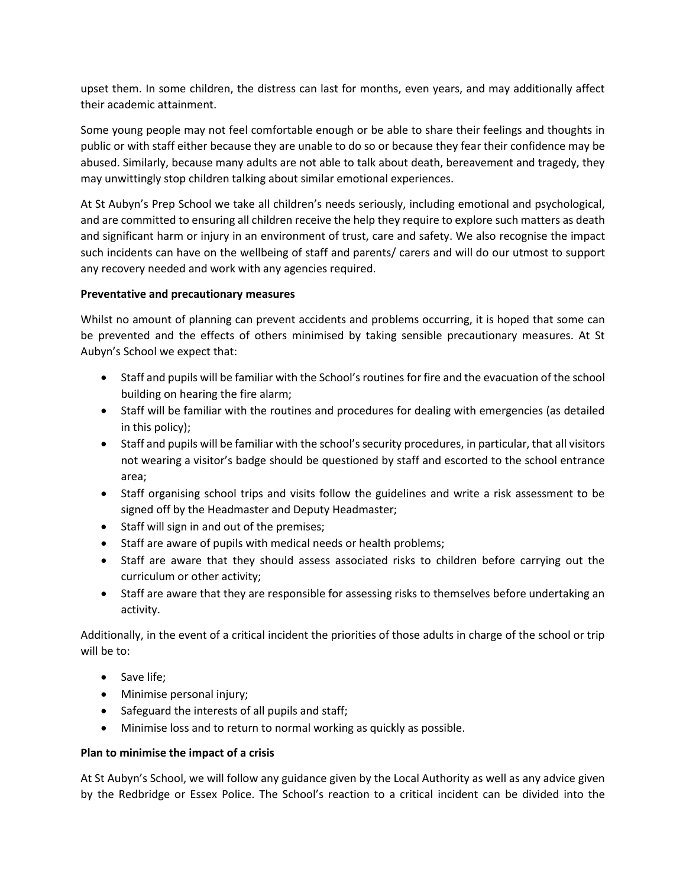upset them. In some children, the distress can last for months, even years, and may additionally affect their academic attainment.

Some young people may not feel comfortable enough or be able to share their feelings and thoughts in public or with staff either because they are unable to do so or because they fear their confidence may be abused. Similarly, because many adults are not able to talk about death, bereavement and tragedy, they may unwittingly stop children talking about similar emotional experiences.

At St Aubyn's Prep School we take all children's needs seriously, including emotional and psychological, and are committed to ensuring all children receive the help they require to explore such matters as death and significant harm or injury in an environment of trust, care and safety. We also recognise the impact such incidents can have on the wellbeing of staff and parents/ carers and will do our utmost to support any recovery needed and work with any agencies required.

**Preventative and precautionary measures**

Whilst no amount of planning can prevent accidents and problems occurring, it is hoped that some can be prevented and the effects of others minimised by taking sensible precautionary measures. At St Aubyn's School we expect that:

- Staff and pupils will be familiar with the School's routines for fire and the evacuation of the school building on hearing the fire alarm;
- Staff will be familiar with the routines and procedures for dealing with emergencies (as detailed in this policy);
- Staff and pupils will be familiar with the school's security procedures, in particular, that all visitors not wearing a visitor's badge should be questioned by staff and escorted to the school entrance area;
- Staff organising school trips and visits follow the guidelines and write a risk assessment to be signed off by the Headmaster and Deputy Headmaster;
- Staff will sign in and out of the premises;
- Staff are aware of pupils with medical needs or health problems;
- Staff are aware that they should assess associated risks to children before carrying out the curriculum or other activity;
- Staff are aware that they are responsible for assessing risks to themselves before undertaking an activity.

Additionally, in the event of a critical incident the priorities of those adults in charge of the school or trip will be to:

- Save life;
- Minimise personal injury;
- Safeguard the interests of all pupils and staff;
- Minimise loss and to return to normal working as quickly as possible.

**Plan to minimise the impact of a crisis**

At St Aubyn's School, we will follow any guidance given by the Local Authority as well as any advice given by the Redbridge or Essex Police. The School's reaction to a critical incident can be divided into the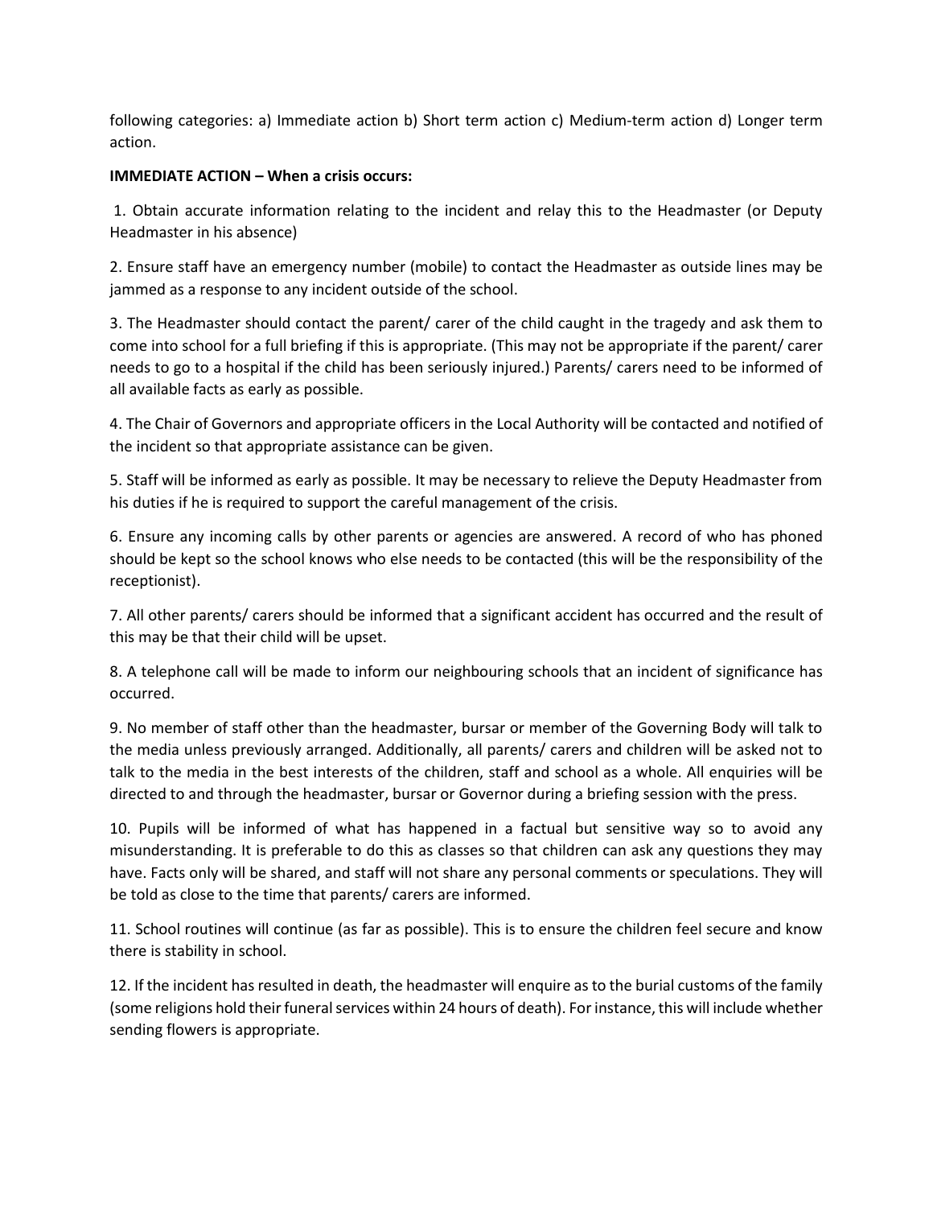following categories: a) Immediate action b) Short term action c) Medium-term action d) Longer term action.

**IMMEDIATE ACTION – When a crisis occurs:**

1. Obtain accurate information relating to the incident and relay this to the Headmaster (or Deputy Headmaster in his absence)

2. Ensure staff have an emergency number (mobile) to contact the Headmaster as outside lines may be jammed as a response to any incident outside of the school.

3. The Headmaster should contact the parent/ carer of the child caught in the tragedy and ask them to come into school for a full briefing if this is appropriate. (This may not be appropriate if the parent/ carer needs to go to a hospital if the child has been seriously injured.) Parents/ carers need to be informed of all available facts as early as possible.

4. The Chair of Governors and appropriate officers in the Local Authority will be contacted and notified of the incident so that appropriate assistance can be given.

5. Staff will be informed as early as possible. It may be necessary to relieve the Deputy Headmaster from his duties if he is required to support the careful management of the crisis.

6. Ensure any incoming calls by other parents or agencies are answered. A record of who has phoned should be kept so the school knows who else needs to be contacted (this will be the responsibility of the receptionist).

7. All other parents/ carers should be informed that a significant accident has occurred and the result of this may be that their child will be upset.

8. A telephone call will be made to inform our neighbouring schools that an incident of significance has occurred.

9. No member of staff other than the headmaster, bursar or member of the Governing Body will talk to the media unless previously arranged. Additionally, all parents/ carers and children will be asked not to talk to the media in the best interests of the children, staff and school as a whole. All enquiries will be directed to and through the headmaster, bursar or Governor during a briefing session with the press.

10. Pupils will be informed of what has happened in a factual but sensitive way so to avoid any misunderstanding. It is preferable to do this as classes so that children can ask any questions they may have. Facts only will be shared, and staff will not share any personal comments or speculations. They will be told as close to the time that parents/ carers are informed.

11. School routines will continue (as far as possible). This is to ensure the children feel secure and know there is stability in school.

12. If the incident has resulted in death, the headmaster will enquire as to the burial customs of the family (some religions hold their funeral services within 24 hours of death). For instance, this will include whether sending flowers is appropriate.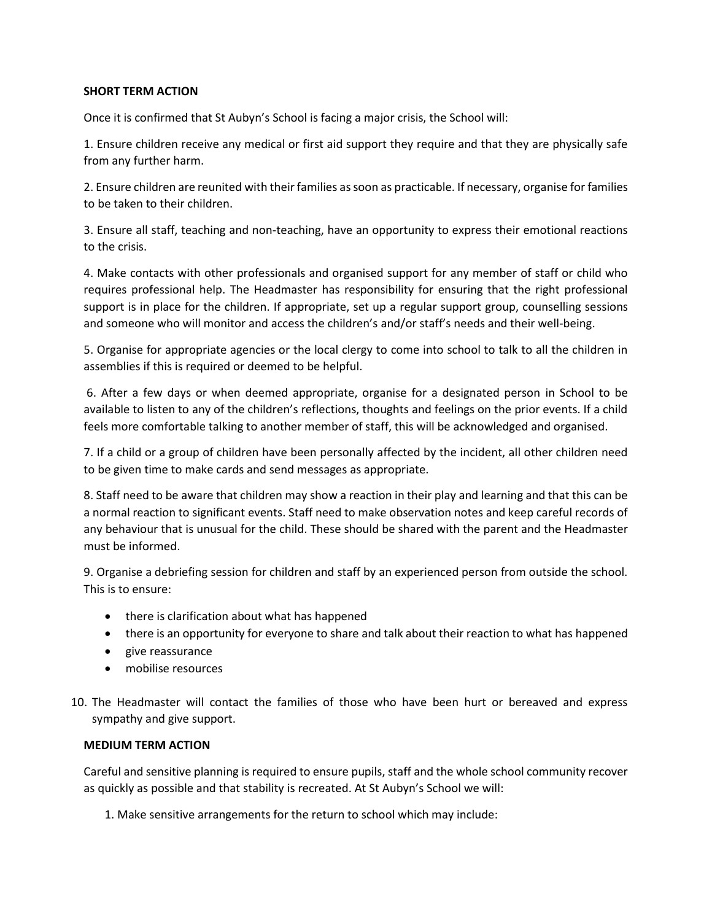**SHORT TERM ACTION**

Once it is confirmed that St Aubyn's School is facing a major crisis, the School will:

1. Ensure children receive any medical or first aid support they require and that they are physically safe from any further harm.

2. Ensure children are reunited with their families as soon as practicable. If necessary, organise for families to be taken to their children.

3. Ensure all staff, teaching and non-teaching, have an opportunity to express their emotional reactions to the crisis.

4. Make contacts with other professionals and organised support for any member of staff or child who requires professional help. The Headmaster has responsibility for ensuring that the right professional support is in place for the children. If appropriate, set up a regular support group, counselling sessions and someone who will monitor and access the children's and/or staff's needs and their well-being.

5. Organise for appropriate agencies or the local clergy to come into school to talk to all the children in assemblies if this is required or deemed to be helpful.

6. After a few days or when deemed appropriate, organise for a designated person in School to be available to listen to any of the children's reflections, thoughts and feelings on the prior events. If a child feels more comfortable talking to another member of staff, this will be acknowledged and organised.

7. If a child or a group of children have been personally affected by the incident, all other children need to be given time to make cards and send messages as appropriate.

8. Staff need to be aware that children may show a reaction in their play and learning and that this can be a normal reaction to significant events. Staff need to make observation notes and keep careful records of any behaviour that is unusual for the child. These should be shared with the parent and the Headmaster must be informed.

9. Organise a debriefing session for children and staff by an experienced person from outside the school. This is to ensure:

- there is clarification about what has happened
- there is an opportunity for everyone to share and talk about their reaction to what has happened
- give reassurance
- mobilise resources

10. The Headmaster will contact the families of those who have been hurt or bereaved and express sympathy and give support.

**MEDIUM TERM ACTION**

Careful and sensitive planning is required to ensure pupils, staff and the whole school community recover as quickly as possible and that stability is recreated. At St Aubyn's School we will:

1. Make sensitive arrangements for the return to school which may include: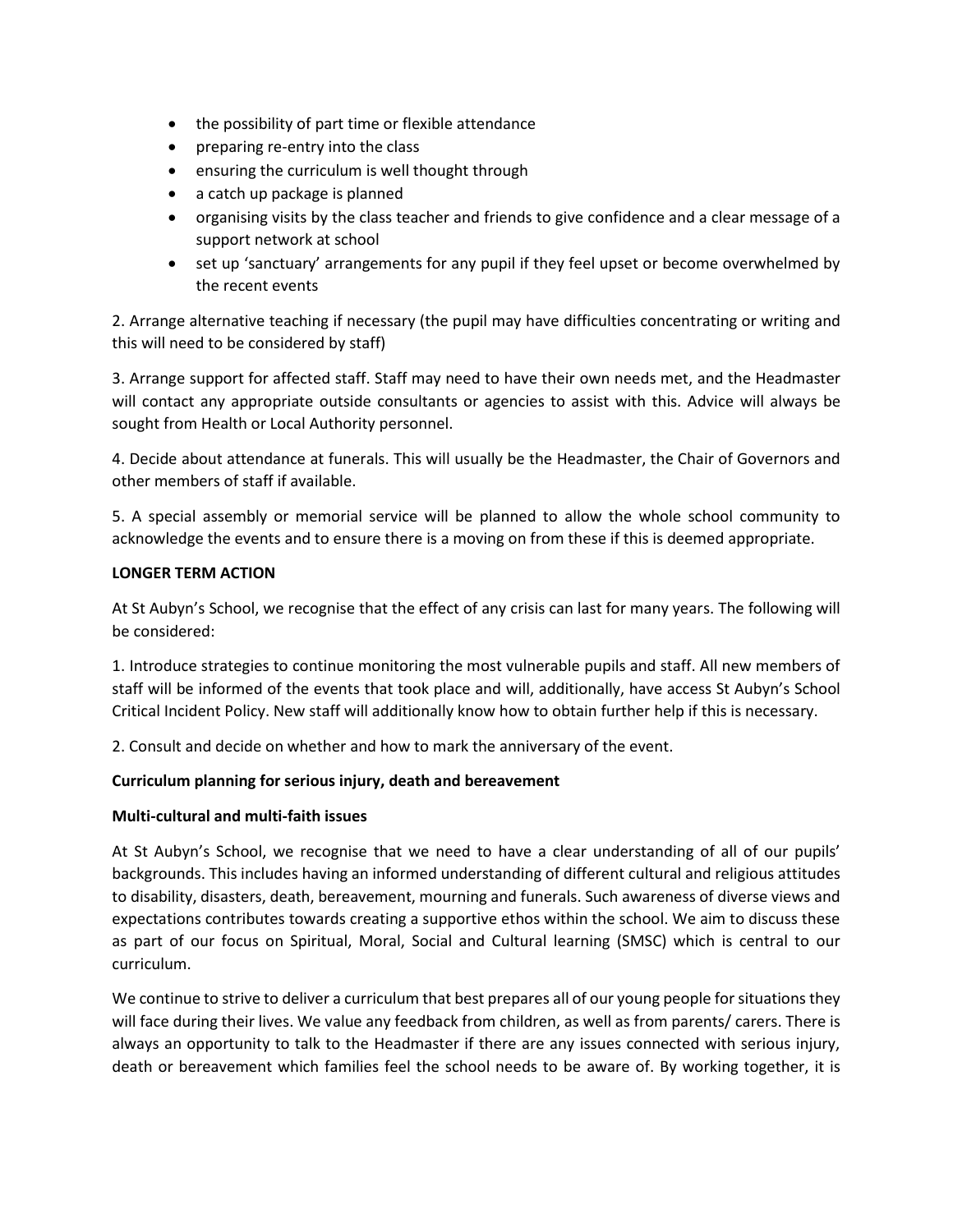- the possibility of part time or flexible attendance
- preparing re-entry into the class
- ensuring the curriculum is well thought through
- a catch up package is planned
- organising visits by the class teacher and friends to give confidence and a clear message of a support network at school
- set up 'sanctuary' arrangements for any pupil if they feel upset or become overwhelmed by the recent events

2. Arrange alternative teaching if necessary (the pupil may have difficulties concentrating or writing and this will need to be considered by staff)

3. Arrange support for affected staff. Staff may need to have their own needs met, and the Headmaster will contact any appropriate outside consultants or agencies to assist with this. Advice will always be sought from Health or Local Authority personnel.

4. Decide about attendance at funerals. This will usually be the Headmaster, the Chair of Governors and other members of staff if available.

5. A special assembly or memorial service will be planned to allow the whole school community to acknowledge the events and to ensure there is a moving on from these if this is deemed appropriate.

**LONGER TERM ACTION**

At St Aubyn's School, we recognise that the effect of any crisis can last for many years. The following will be considered:

1. Introduce strategies to continue monitoring the most vulnerable pupils and staff. All new members of staff will be informed of the events that took place and will, additionally, have access St Aubyn's School Critical Incident Policy. New staff will additionally know how to obtain further help if this is necessary.

2. Consult and decide on whether and how to mark the anniversary of the event.

**Curriculum planning for serious injury, death and bereavement**

**Multi-cultural and multi-faith issues**

At St Aubyn's School, we recognise that we need to have a clear understanding of all of our pupils' backgrounds. This includes having an informed understanding of different cultural and religious attitudes to disability, disasters, death, bereavement, mourning and funerals. Such awareness of diverse views and expectations contributes towards creating a supportive ethos within the school. We aim to discuss these as part of our focus on Spiritual, Moral, Social and Cultural learning (SMSC) which is central to our curriculum.

We continue to strive to deliver a curriculum that best prepares all of our young people for situations they will face during their lives. We value any feedback from children, as well as from parents/ carers. There is always an opportunity to talk to the Headmaster if there are any issues connected with serious injury, death or bereavement which families feel the school needs to be aware of. By working together, it is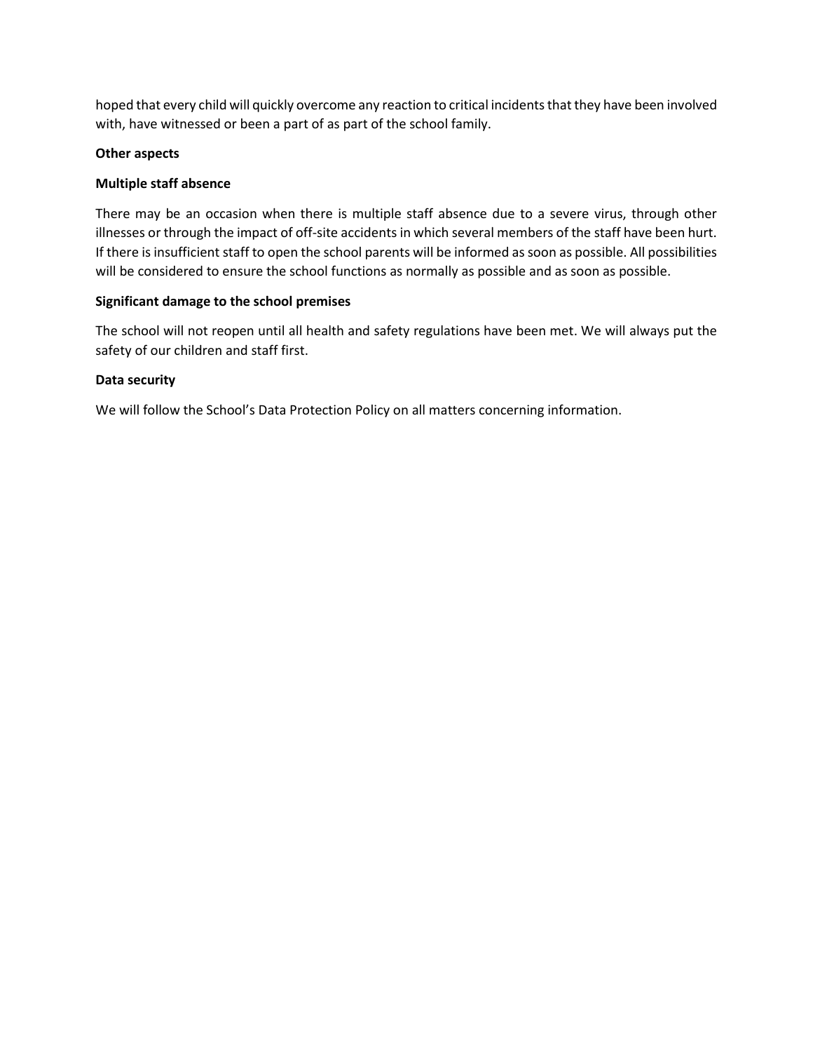hoped that every child will quickly overcome any reaction to critical incidents that they have been involved with, have witnessed or been a part of as part of the school family.

**Other aspects**

**Multiple staff absence**

There may be an occasion when there is multiple staff absence due to a severe virus, through other illnesses or through the impact of off-site accidents in which several members of the staff have been hurt. If there is insufficient staff to open the school parents will be informed as soon as possible. All possibilities will be considered to ensure the school functions as normally as possible and as soon as possible.

**Significant damage to the school premises**

The school will not reopen until all health and safety regulations have been met. We will always put the safety of our children and staff first.

**Data security**

We will follow the School's Data Protection Policy on all matters concerning information.